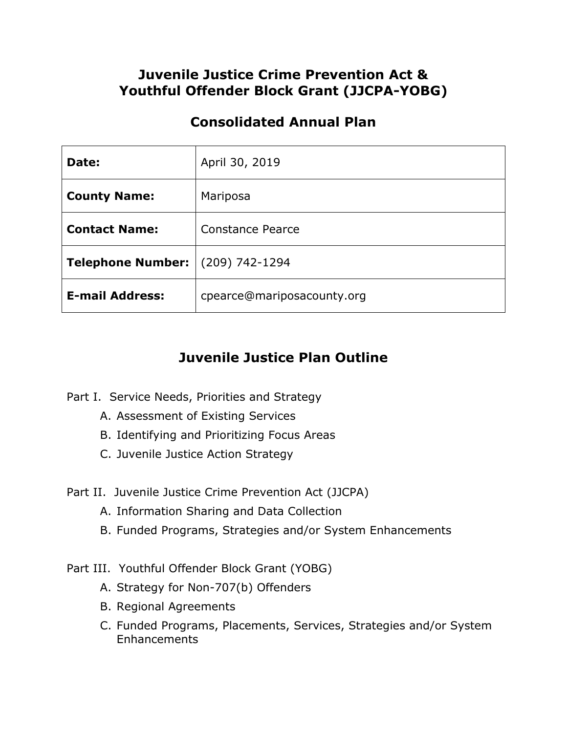# Juvenile Justice Crime Prevention Act & Youthful Offender Block Grant (JJCPA-YOBG)

## Consolidated Annual Plan

| | |
|---|---|
| **Date:** | April 30, 2019 |
| **County Name:** | Mariposa |
| **Contact Name:** | Constance Pearce |
| **Telephone Number:** | (209) 742-1294 |
| **E-mail Address:** | cpearce@mariposacounty.org |

## Juvenile Justice Plan Outline

Part I. Service Needs, Priorities and Strategy

A. Assessment of Existing Services
B. Identifying and Prioritizing Focus Areas
C. Juvenile Justice Action Strategy

Part II. Juvenile Justice Crime Prevention Act (JJCPA)

A. Information Sharing and Data Collection
B. Funded Programs, Strategies and/or System Enhancements

Part III. Youthful Offender Block Grant (YOBG)

A. Strategy for Non-707(b) Offenders
B. Regional Agreements
C. Funded Programs, Placements, Services, Strategies and/or System Enhancements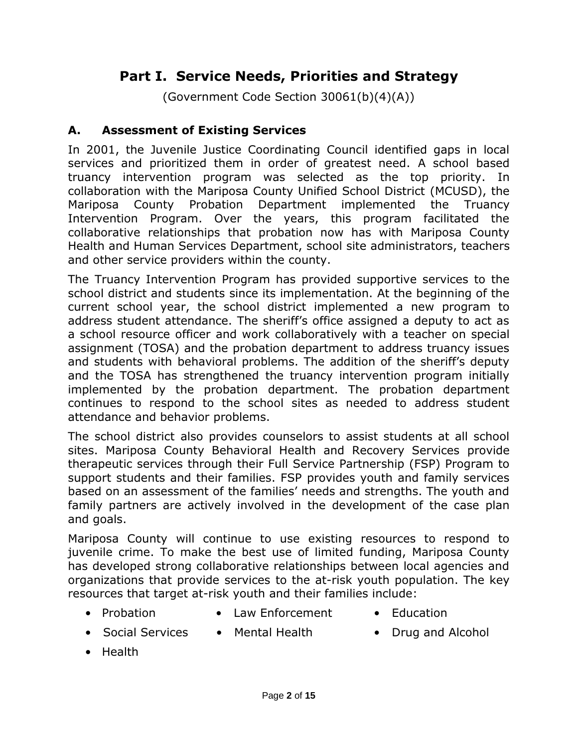# Part I. Service Needs, Priorities and Strategy

(Government Code Section 30061(b)(4)(A))

## A. Assessment of Existing Services

In 2001, the Juvenile Justice Coordinating Council identified gaps in local services and prioritized them in order of greatest need. A school based truancy intervention program was selected as the top priority. In collaboration with the Mariposa County Unified School District (MCUSD), the Mariposa County Probation Department implemented the Truancy Intervention Program. Over the years, this program facilitated the collaborative relationships that probation now has with Mariposa County Health and Human Services Department, school site administrators, teachers and other service providers within the county.

The Truancy Intervention Program has provided supportive services to the school district and students since its implementation. At the beginning of the current school year, the school district implemented a new program to address student attendance. The sheriff's office assigned a deputy to act as a school resource officer and work collaboratively with a teacher on special assignment (TOSA) and the probation department to address truancy issues and students with behavioral problems. The addition of the sheriff's deputy and the TOSA has strengthened the truancy intervention program initially implemented by the probation department. The probation department continues to respond to the school sites as needed to address student attendance and behavior problems.

The school district also provides counselors to assist students at all school sites. Mariposa County Behavioral Health and Recovery Services provide therapeutic services through their Full Service Partnership (FSP) Program to support students and their families. FSP provides youth and family services based on an assessment of the families' needs and strengths. The youth and family partners are actively involved in the development of the case plan and goals.

Mariposa County will continue to use existing resources to respond to juvenile crime. To make the best use of limited funding, Mariposa County has developed strong collaborative relationships between local agencies and organizations that provide services to the at-risk youth population. The key resources that target at-risk youth and their families include:

- Probation
- Law Enforcement
- Education
- Social Services
- Mental Health
- Drug and Alcohol
- Health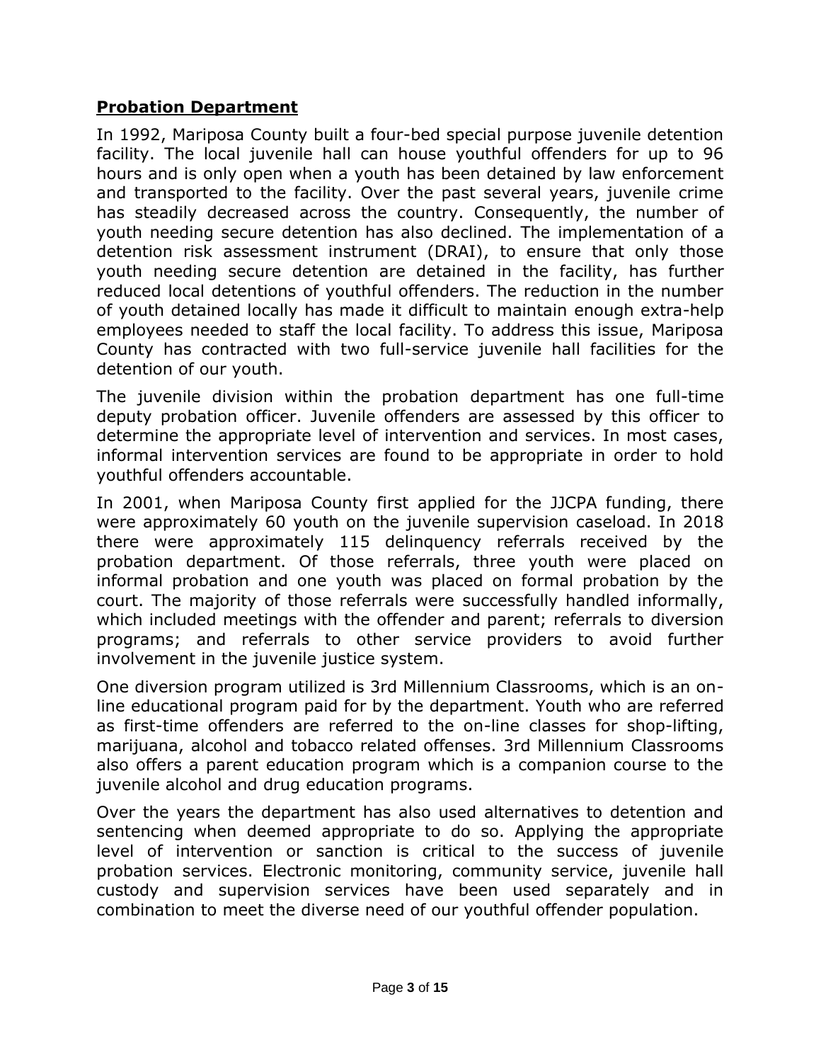## **Probation Department**

In 1992, Mariposa County built a four-bed special purpose juvenile detention facility. The local juvenile hall can house youthful offenders for up to 96 hours and is only open when a youth has been detained by law enforcement and transported to the facility. Over the past several years, juvenile crime has steadily decreased across the country. Consequently, the number of youth needing secure detention has also declined. The implementation of a detention risk assessment instrument (DRAI), to ensure that only those youth needing secure detention are detained in the facility, has further reduced local detentions of youthful offenders. The reduction in the number of youth detained locally has made it difficult to maintain enough extra-help employees needed to staff the local facility. To address this issue, Mariposa County has contracted with two full-service juvenile hall facilities for the detention of our youth.

The juvenile division within the probation department has one full-time deputy probation officer. Juvenile offenders are assessed by this officer to determine the appropriate level of intervention and services. In most cases, informal intervention services are found to be appropriate in order to hold youthful offenders accountable.

In 2001, when Mariposa County first applied for the JJCPA funding, there were approximately 60 youth on the juvenile supervision caseload. In 2018 there were approximately 115 delinquency referrals received by the probation department. Of those referrals, three youth were placed on informal probation and one youth was placed on formal probation by the court. The majority of those referrals were successfully handled informally, which included meetings with the offender and parent; referrals to diversion programs; and referrals to other service providers to avoid further involvement in the juvenile justice system.

One diversion program utilized is 3rd Millennium Classrooms, which is an on-line educational program paid for by the department. Youth who are referred as first-time offenders are referred to the on-line classes for shop-lifting, marijuana, alcohol and tobacco related offenses. 3rd Millennium Classrooms also offers a parent education program which is a companion course to the juvenile alcohol and drug education programs.

Over the years the department has also used alternatives to detention and sentencing when deemed appropriate to do so. Applying the appropriate level of intervention or sanction is critical to the success of juvenile probation services. Electronic monitoring, community service, juvenile hall custody and supervision services have been used separately and in combination to meet the diverse need of our youthful offender population.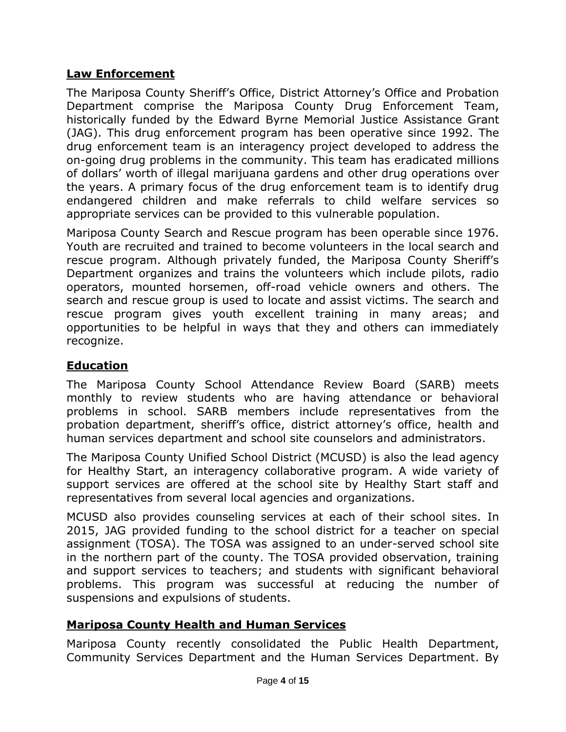## Law Enforcement

The Mariposa County Sheriff's Office, District Attorney's Office and Probation Department comprise the Mariposa County Drug Enforcement Team, historically funded by the Edward Byrne Memorial Justice Assistance Grant (JAG). This drug enforcement program has been operative since 1992. The drug enforcement team is an interagency project developed to address the on-going drug problems in the community. This team has eradicated millions of dollars' worth of illegal marijuana gardens and other drug operations over the years. A primary focus of the drug enforcement team is to identify drug endangered children and make referrals to child welfare services so appropriate services can be provided to this vulnerable population.

Mariposa County Search and Rescue program has been operable since 1976. Youth are recruited and trained to become volunteers in the local search and rescue program. Although privately funded, the Mariposa County Sheriff's Department organizes and trains the volunteers which include pilots, radio operators, mounted horsemen, off-road vehicle owners and others. The search and rescue group is used to locate and assist victims. The search and rescue program gives youth excellent training in many areas; and opportunities to be helpful in ways that they and others can immediately recognize.

## Education

The Mariposa County School Attendance Review Board (SARB) meets monthly to review students who are having attendance or behavioral problems in school. SARB members include representatives from the probation department, sheriff's office, district attorney's office, health and human services department and school site counselors and administrators.

The Mariposa County Unified School District (MCUSD) is also the lead agency for Healthy Start, an interagency collaborative program. A wide variety of support services are offered at the school site by Healthy Start staff and representatives from several local agencies and organizations.

MCUSD also provides counseling services at each of their school sites. In 2015, JAG provided funding to the school district for a teacher on special assignment (TOSA). The TOSA was assigned to an under-served school site in the northern part of the county. The TOSA provided observation, training and support services to teachers; and students with significant behavioral problems. This program was successful at reducing the number of suspensions and expulsions of students.

## Mariposa County Health and Human Services

Mariposa County recently consolidated the Public Health Department, Community Services Department and the Human Services Department. By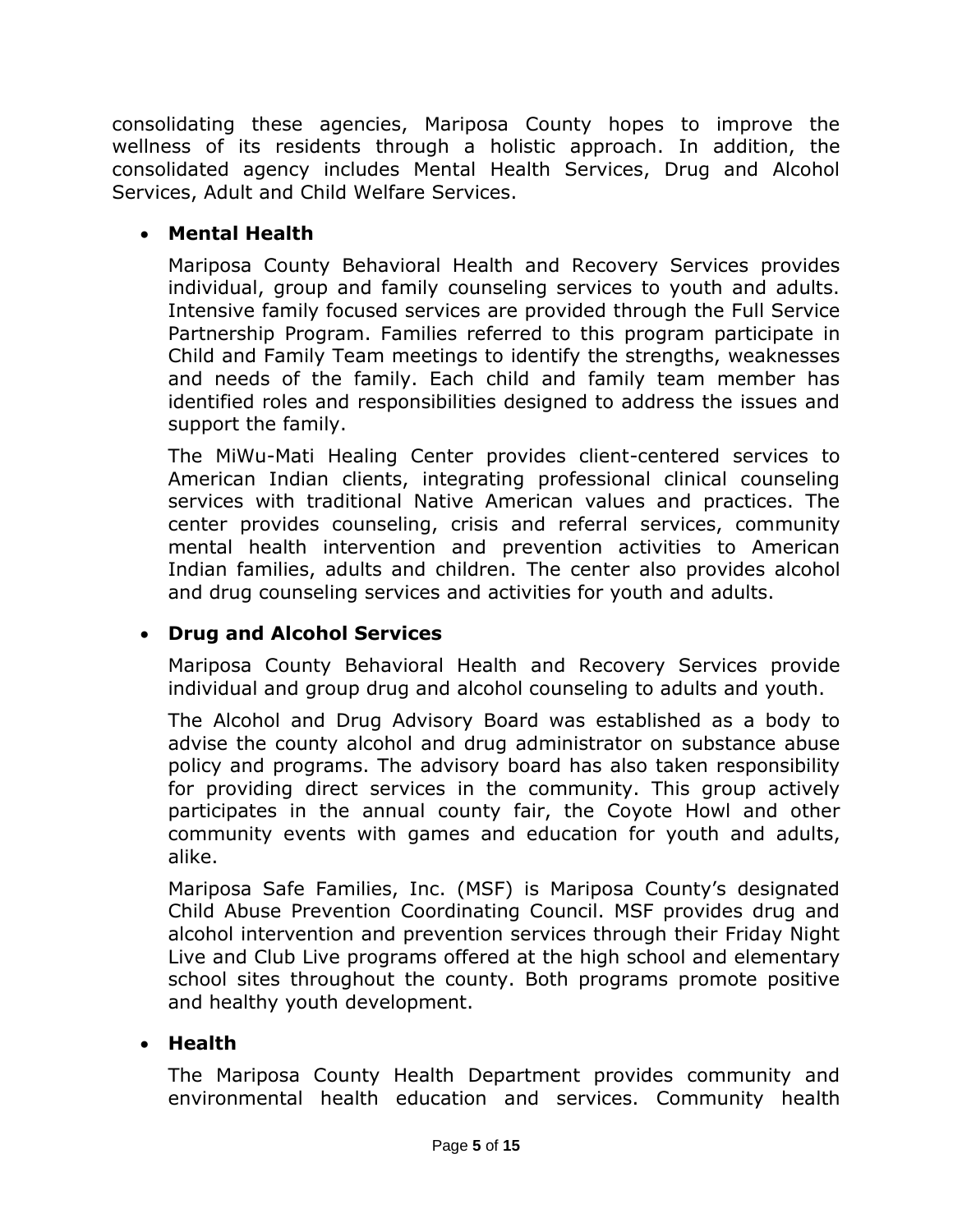consolidating these agencies, Mariposa County hopes to improve the wellness of its residents through a holistic approach. In addition, the consolidated agency includes Mental Health Services, Drug and Alcohol Services, Adult and Child Welfare Services.

- **Mental Health**

  Mariposa County Behavioral Health and Recovery Services provides individual, group and family counseling services to youth and adults. Intensive family focused services are provided through the Full Service Partnership Program. Families referred to this program participate in Child and Family Team meetings to identify the strengths, weaknesses and needs of the family. Each child and family team member has identified roles and responsibilities designed to address the issues and support the family.

  The MiWu-Mati Healing Center provides client-centered services to American Indian clients, integrating professional clinical counseling services with traditional Native American values and practices. The center provides counseling, crisis and referral services, community mental health intervention and prevention activities to American Indian families, adults and children. The center also provides alcohol and drug counseling services and activities for youth and adults.

- **Drug and Alcohol Services**

  Mariposa County Behavioral Health and Recovery Services provide individual and group drug and alcohol counseling to adults and youth.

  The Alcohol and Drug Advisory Board was established as a body to advise the county alcohol and drug administrator on substance abuse policy and programs. The advisory board has also taken responsibility for providing direct services in the community. This group actively participates in the annual county fair, the Coyote Howl and other community events with games and education for youth and adults, alike.

  Mariposa Safe Families, Inc. (MSF) is Mariposa County's designated Child Abuse Prevention Coordinating Council. MSF provides drug and alcohol intervention and prevention services through their Friday Night Live and Club Live programs offered at the high school and elementary school sites throughout the county. Both programs promote positive and healthy youth development.

- **Health**

  The Mariposa County Health Department provides community and environmental health education and services. Community health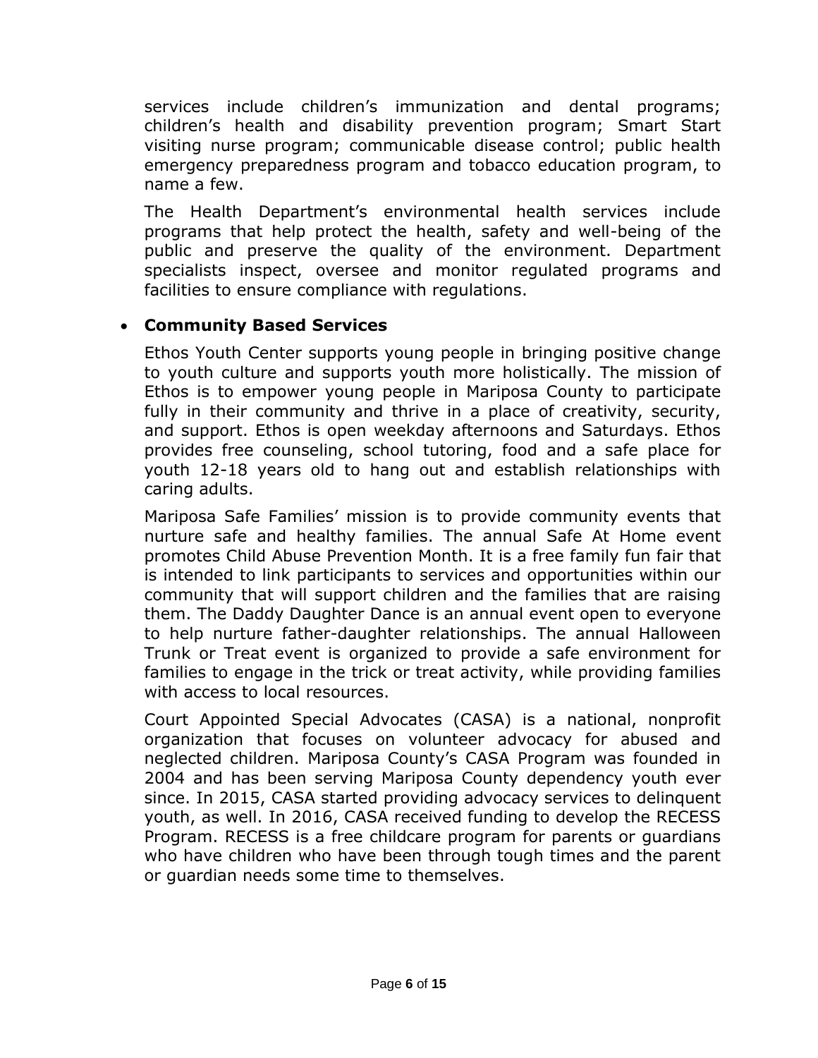services include children's immunization and dental programs; children's health and disability prevention program; Smart Start visiting nurse program; communicable disease control; public health emergency preparedness program and tobacco education program, to name a few.

The Health Department's environmental health services include programs that help protect the health, safety and well-being of the public and preserve the quality of the environment. Department specialists inspect, oversee and monitor regulated programs and facilities to ensure compliance with regulations.

- **Community Based Services**

  Ethos Youth Center supports young people in bringing positive change to youth culture and supports youth more holistically. The mission of Ethos is to empower young people in Mariposa County to participate fully in their community and thrive in a place of creativity, security, and support. Ethos is open weekday afternoons and Saturdays. Ethos provides free counseling, school tutoring, food and a safe place for youth 12-18 years old to hang out and establish relationships with caring adults.

  Mariposa Safe Families' mission is to provide community events that nurture safe and healthy families. The annual Safe At Home event promotes Child Abuse Prevention Month. It is a free family fun fair that is intended to link participants to services and opportunities within our community that will support children and the families that are raising them. The Daddy Daughter Dance is an annual event open to everyone to help nurture father-daughter relationships. The annual Halloween Trunk or Treat event is organized to provide a safe environment for families to engage in the trick or treat activity, while providing families with access to local resources.

  Court Appointed Special Advocates (CASA) is a national, nonprofit organization that focuses on volunteer advocacy for abused and neglected children. Mariposa County's CASA Program was founded in 2004 and has been serving Mariposa County dependency youth ever since. In 2015, CASA started providing advocacy services to delinquent youth, as well. In 2016, CASA received funding to develop the RECESS Program. RECESS is a free childcare program for parents or guardians who have children who have been through tough times and the parent or guardian needs some time to themselves.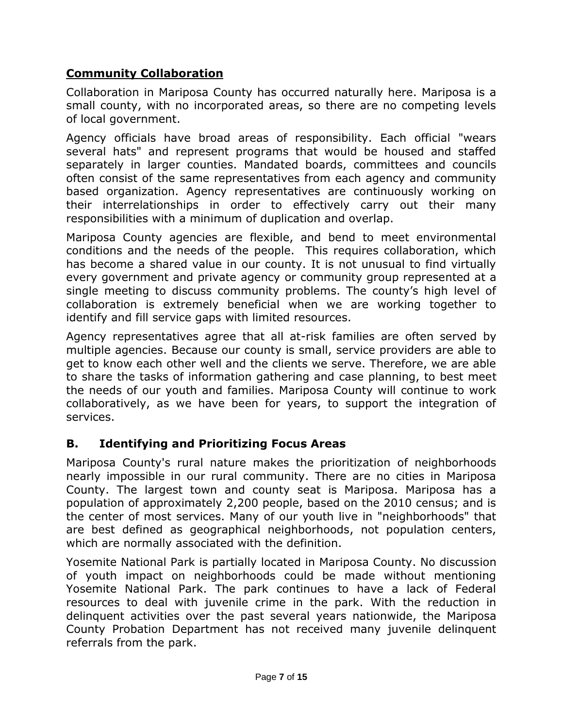## Community Collaboration

Collaboration in Mariposa County has occurred naturally here. Mariposa is a small county, with no incorporated areas, so there are no competing levels of local government.

Agency officials have broad areas of responsibility. Each official "wears several hats" and represent programs that would be housed and staffed separately in larger counties. Mandated boards, committees and councils often consist of the same representatives from each agency and community based organization. Agency representatives are continuously working on their interrelationships in order to effectively carry out their many responsibilities with a minimum of duplication and overlap.

Mariposa County agencies are flexible, and bend to meet environmental conditions and the needs of the people. This requires collaboration, which has become a shared value in our county. It is not unusual to find virtually every government and private agency or community group represented at a single meeting to discuss community problems. The county's high level of collaboration is extremely beneficial when we are working together to identify and fill service gaps with limited resources.

Agency representatives agree that all at-risk families are often served by multiple agencies. Because our county is small, service providers are able to get to know each other well and the clients we serve. Therefore, we are able to share the tasks of information gathering and case planning, to best meet the needs of our youth and families. Mariposa County will continue to work collaboratively, as we have been for years, to support the integration of services.

## B. Identifying and Prioritizing Focus Areas

Mariposa County's rural nature makes the prioritization of neighborhoods nearly impossible in our rural community. There are no cities in Mariposa County. The largest town and county seat is Mariposa. Mariposa has a population of approximately 2,200 people, based on the 2010 census; and is the center of most services. Many of our youth live in "neighborhoods" that are best defined as geographical neighborhoods, not population centers, which are normally associated with the definition.

Yosemite National Park is partially located in Mariposa County. No discussion of youth impact on neighborhoods could be made without mentioning Yosemite National Park. The park continues to have a lack of Federal resources to deal with juvenile crime in the park. With the reduction in delinquent activities over the past several years nationwide, the Mariposa County Probation Department has not received many juvenile delinquent referrals from the park.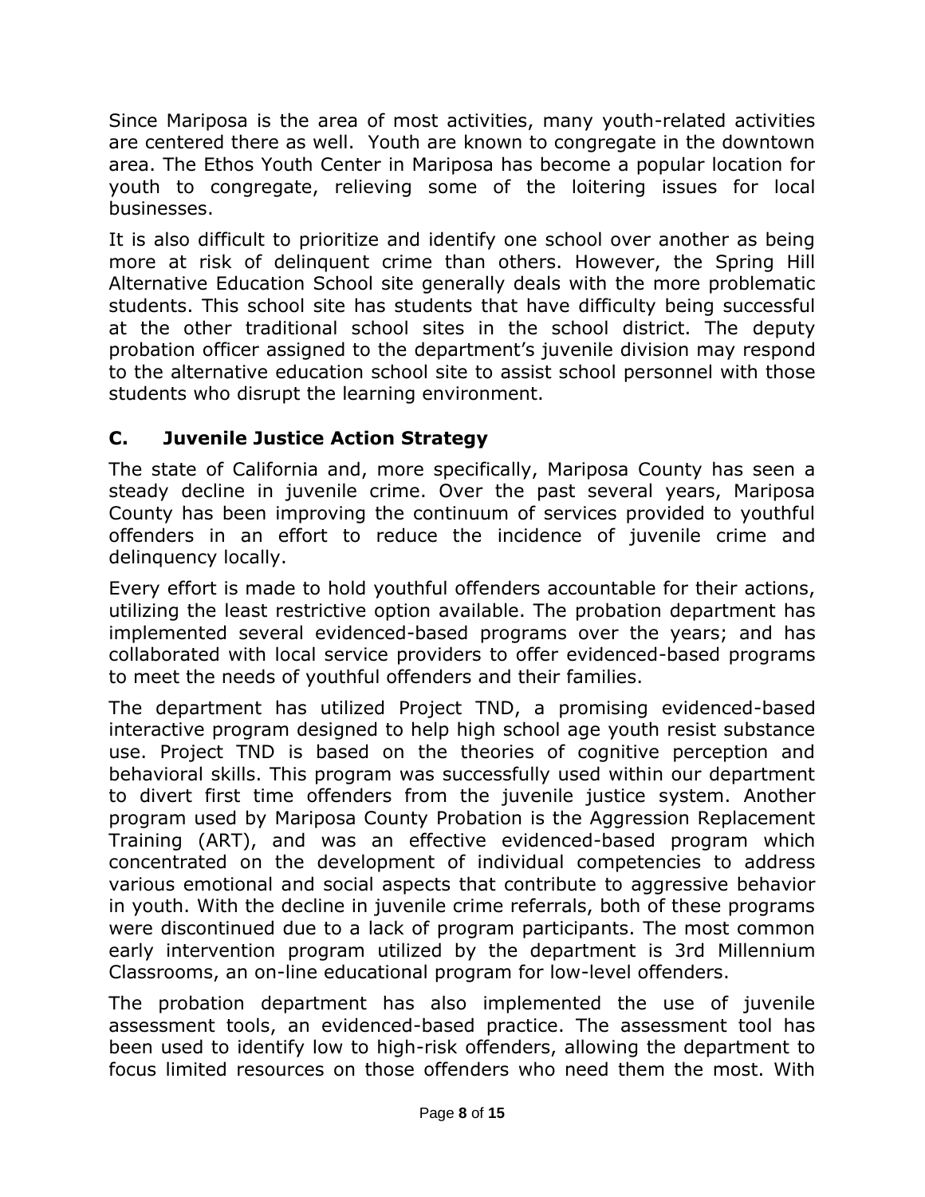Since Mariposa is the area of most activities, many youth-related activities are centered there as well. Youth are known to congregate in the downtown area. The Ethos Youth Center in Mariposa has become a popular location for youth to congregate, relieving some of the loitering issues for local businesses.

It is also difficult to prioritize and identify one school over another as being more at risk of delinquent crime than others. However, the Spring Hill Alternative Education School site generally deals with the more problematic students. This school site has students that have difficulty being successful at the other traditional school sites in the school district. The deputy probation officer assigned to the department's juvenile division may respond to the alternative education school site to assist school personnel with those students who disrupt the learning environment.

### C. Juvenile Justice Action Strategy

The state of California and, more specifically, Mariposa County has seen a steady decline in juvenile crime. Over the past several years, Mariposa County has been improving the continuum of services provided to youthful offenders in an effort to reduce the incidence of juvenile crime and delinquency locally.

Every effort is made to hold youthful offenders accountable for their actions, utilizing the least restrictive option available. The probation department has implemented several evidenced-based programs over the years; and has collaborated with local service providers to offer evidenced-based programs to meet the needs of youthful offenders and their families.

The department has utilized Project TND, a promising evidenced-based interactive program designed to help high school age youth resist substance use. Project TND is based on the theories of cognitive perception and behavioral skills. This program was successfully used within our department to divert first time offenders from the juvenile justice system. Another program used by Mariposa County Probation is the Aggression Replacement Training (ART), and was an effective evidenced-based program which concentrated on the development of individual competencies to address various emotional and social aspects that contribute to aggressive behavior in youth. With the decline in juvenile crime referrals, both of these programs were discontinued due to a lack of program participants. The most common early intervention program utilized by the department is 3rd Millennium Classrooms, an on-line educational program for low-level offenders.

The probation department has also implemented the use of juvenile assessment tools, an evidenced-based practice. The assessment tool has been used to identify low to high-risk offenders, allowing the department to focus limited resources on those offenders who need them the most. With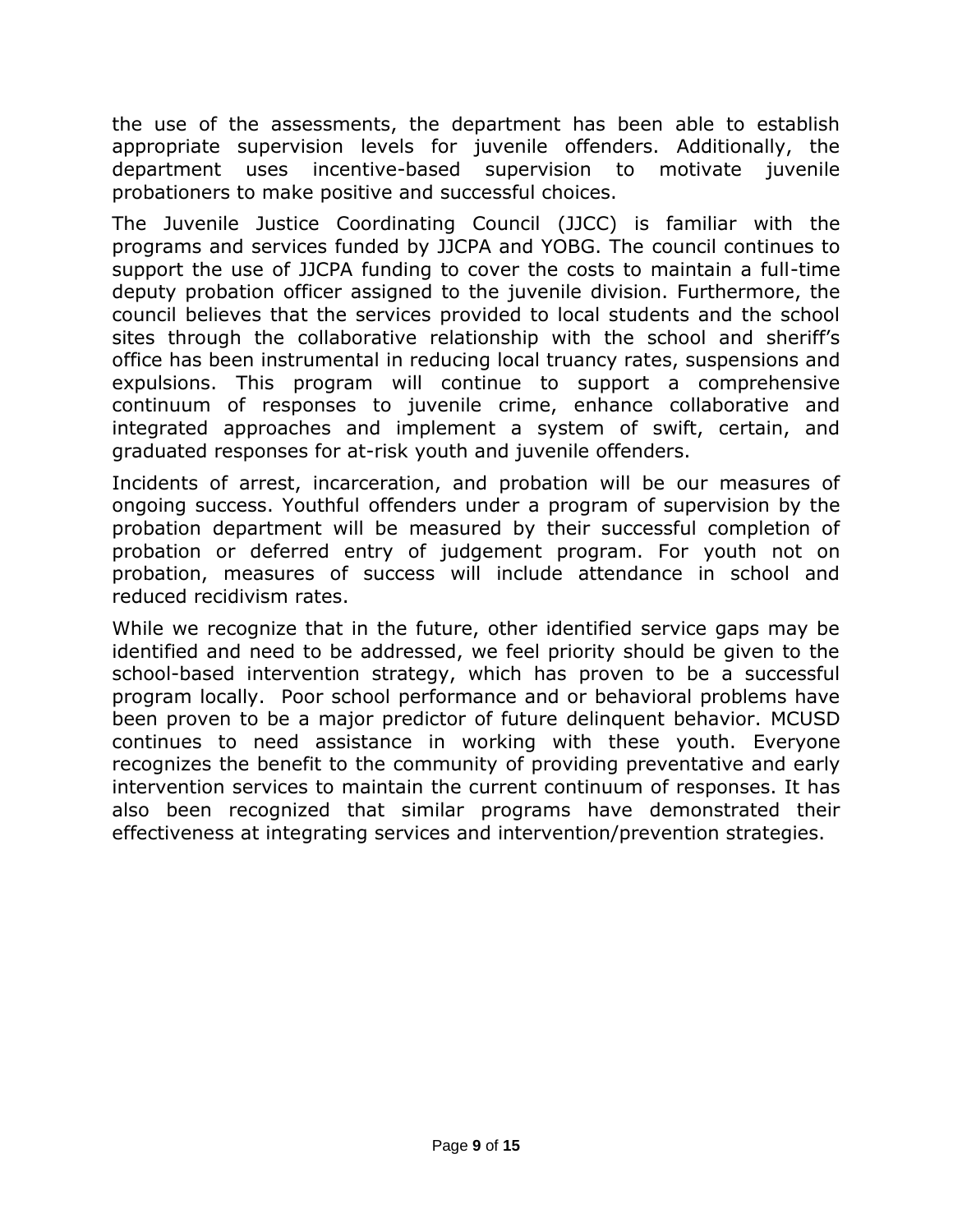the use of the assessments, the department has been able to establish appropriate supervision levels for juvenile offenders. Additionally, the department uses incentive-based supervision to motivate juvenile probationers to make positive and successful choices.

The Juvenile Justice Coordinating Council (JJCC) is familiar with the programs and services funded by JJCPA and YOBG. The council continues to support the use of JJCPA funding to cover the costs to maintain a full-time deputy probation officer assigned to the juvenile division. Furthermore, the council believes that the services provided to local students and the school sites through the collaborative relationship with the school and sheriff's office has been instrumental in reducing local truancy rates, suspensions and expulsions. This program will continue to support a comprehensive continuum of responses to juvenile crime, enhance collaborative and integrated approaches and implement a system of swift, certain, and graduated responses for at-risk youth and juvenile offenders.

Incidents of arrest, incarceration, and probation will be our measures of ongoing success. Youthful offenders under a program of supervision by the probation department will be measured by their successful completion of probation or deferred entry of judgement program. For youth not on probation, measures of success will include attendance in school and reduced recidivism rates.

While we recognize that in the future, other identified service gaps may be identified and need to be addressed, we feel priority should be given to the school-based intervention strategy, which has proven to be a successful program locally. Poor school performance and or behavioral problems have been proven to be a major predictor of future delinquent behavior. MCUSD continues to need assistance in working with these youth. Everyone recognizes the benefit to the community of providing preventative and early intervention services to maintain the current continuum of responses. It has also been recognized that similar programs have demonstrated their effectiveness at integrating services and intervention/prevention strategies.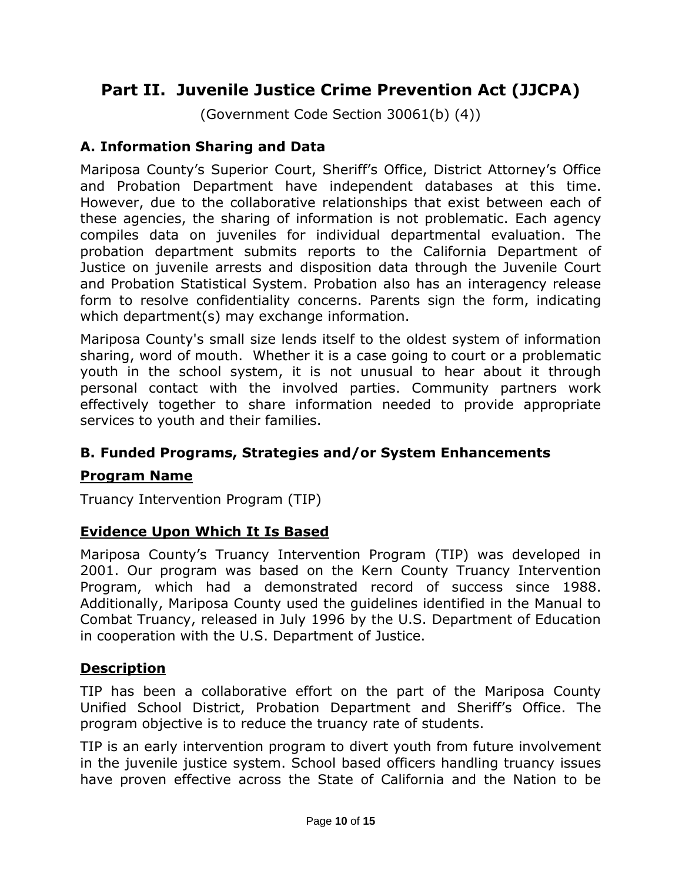# Part II. Juvenile Justice Crime Prevention Act (JJCPA)

(Government Code Section 30061(b) (4))

## A. Information Sharing and Data

Mariposa County's Superior Court, Sheriff's Office, District Attorney's Office and Probation Department have independent databases at this time. However, due to the collaborative relationships that exist between each of these agencies, the sharing of information is not problematic. Each agency compiles data on juveniles for individual departmental evaluation. The probation department submits reports to the California Department of Justice on juvenile arrests and disposition data through the Juvenile Court and Probation Statistical System. Probation also has an interagency release form to resolve confidentiality concerns. Parents sign the form, indicating which department(s) may exchange information.

Mariposa County's small size lends itself to the oldest system of information sharing, word of mouth. Whether it is a case going to court or a problematic youth in the school system, it is not unusual to hear about it through personal contact with the involved parties. Community partners work effectively together to share information needed to provide appropriate services to youth and their families.

## B. Funded Programs, Strategies and/or System Enhancements

### Program Name

Truancy Intervention Program (TIP)

### Evidence Upon Which It Is Based

Mariposa County's Truancy Intervention Program (TIP) was developed in 2001. Our program was based on the Kern County Truancy Intervention Program, which had a demonstrated record of success since 1988. Additionally, Mariposa County used the guidelines identified in the Manual to Combat Truancy, released in July 1996 by the U.S. Department of Education in cooperation with the U.S. Department of Justice.

### Description

TIP has been a collaborative effort on the part of the Mariposa County Unified School District, Probation Department and Sheriff's Office. The program objective is to reduce the truancy rate of students.

TIP is an early intervention program to divert youth from future involvement in the juvenile justice system. School based officers handling truancy issues have proven effective across the State of California and the Nation to be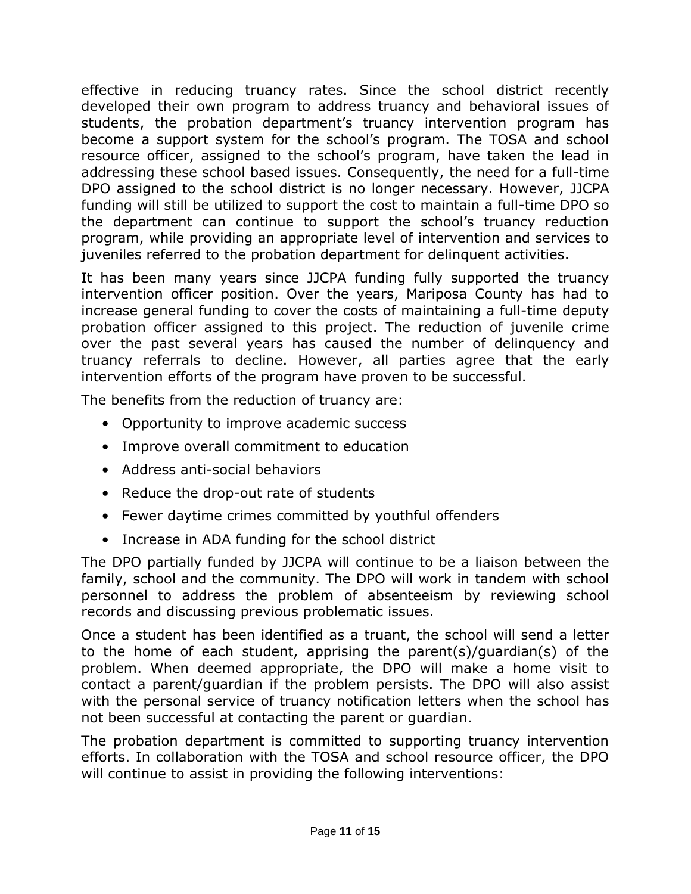effective in reducing truancy rates. Since the school district recently developed their own program to address truancy and behavioral issues of students, the probation department's truancy intervention program has become a support system for the school's program. The TOSA and school resource officer, assigned to the school's program, have taken the lead in addressing these school based issues. Consequently, the need for a full-time DPO assigned to the school district is no longer necessary. However, JJCPA funding will still be utilized to support the cost to maintain a full-time DPO so the department can continue to support the school's truancy reduction program, while providing an appropriate level of intervention and services to juveniles referred to the probation department for delinquent activities.

It has been many years since JJCPA funding fully supported the truancy intervention officer position. Over the years, Mariposa County has had to increase general funding to cover the costs of maintaining a full-time deputy probation officer assigned to this project. The reduction of juvenile crime over the past several years has caused the number of delinquency and truancy referrals to decline. However, all parties agree that the early intervention efforts of the program have proven to be successful.

The benefits from the reduction of truancy are:

- Opportunity to improve academic success
- Improve overall commitment to education
- Address anti-social behaviors
- Reduce the drop-out rate of students
- Fewer daytime crimes committed by youthful offenders
- Increase in ADA funding for the school district

The DPO partially funded by JJCPA will continue to be a liaison between the family, school and the community. The DPO will work in tandem with school personnel to address the problem of absenteeism by reviewing school records and discussing previous problematic issues.

Once a student has been identified as a truant, the school will send a letter to the home of each student, apprising the parent(s)/guardian(s) of the problem. When deemed appropriate, the DPO will make a home visit to contact a parent/guardian if the problem persists. The DPO will also assist with the personal service of truancy notification letters when the school has not been successful at contacting the parent or guardian.

The probation department is committed to supporting truancy intervention efforts. In collaboration with the TOSA and school resource officer, the DPO will continue to assist in providing the following interventions: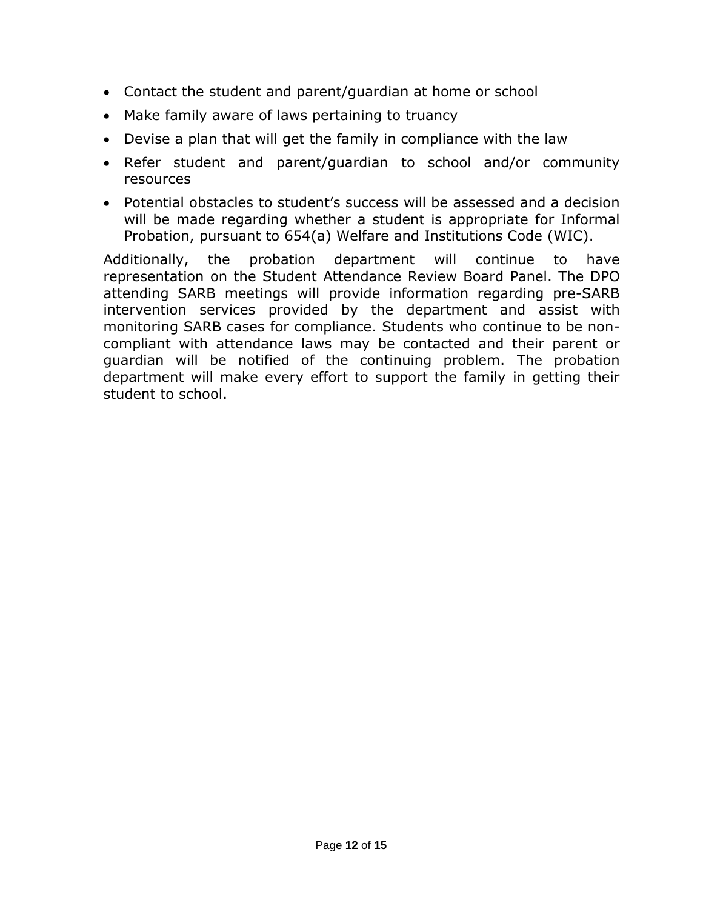- Contact the student and parent/guardian at home or school
- Make family aware of laws pertaining to truancy
- Devise a plan that will get the family in compliance with the law
- Refer student and parent/guardian to school and/or community resources
- Potential obstacles to student's success will be assessed and a decision will be made regarding whether a student is appropriate for Informal Probation, pursuant to 654(a) Welfare and Institutions Code (WIC).

Additionally, the probation department will continue to have representation on the Student Attendance Review Board Panel. The DPO attending SARB meetings will provide information regarding pre-SARB intervention services provided by the department and assist with monitoring SARB cases for compliance. Students who continue to be non-compliant with attendance laws may be contacted and their parent or guardian will be notified of the continuing problem. The probation department will make every effort to support the family in getting their student to school.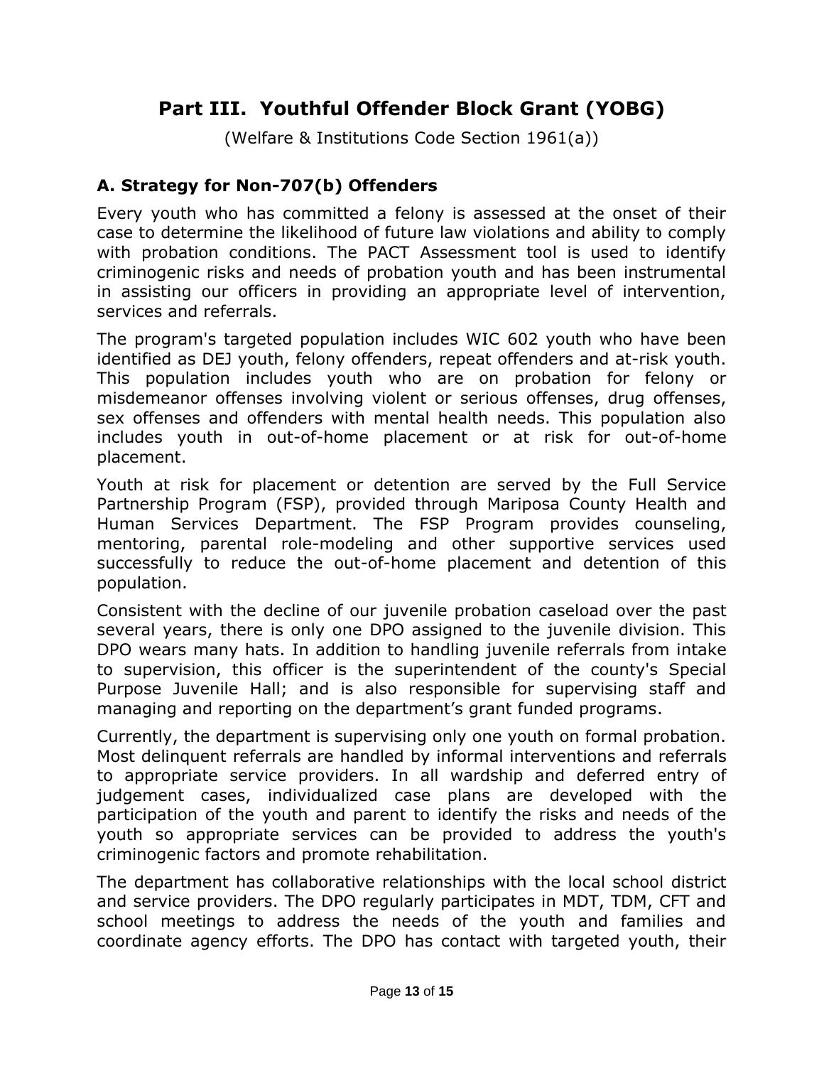# Part III. Youthful Offender Block Grant (YOBG)

(Welfare & Institutions Code Section 1961(a))

## A. Strategy for Non-707(b) Offenders

Every youth who has committed a felony is assessed at the onset of their case to determine the likelihood of future law violations and ability to comply with probation conditions. The PACT Assessment tool is used to identify criminogenic risks and needs of probation youth and has been instrumental in assisting our officers in providing an appropriate level of intervention, services and referrals.

The program's targeted population includes WIC 602 youth who have been identified as DEJ youth, felony offenders, repeat offenders and at-risk youth. This population includes youth who are on probation for felony or misdemeanor offenses involving violent or serious offenses, drug offenses, sex offenses and offenders with mental health needs. This population also includes youth in out-of-home placement or at risk for out-of-home placement.

Youth at risk for placement or detention are served by the Full Service Partnership Program (FSP), provided through Mariposa County Health and Human Services Department. The FSP Program provides counseling, mentoring, parental role-modeling and other supportive services used successfully to reduce the out-of-home placement and detention of this population.

Consistent with the decline of our juvenile probation caseload over the past several years, there is only one DPO assigned to the juvenile division. This DPO wears many hats. In addition to handling juvenile referrals from intake to supervision, this officer is the superintendent of the county's Special Purpose Juvenile Hall; and is also responsible for supervising staff and managing and reporting on the department’s grant funded programs.

Currently, the department is supervising only one youth on formal probation. Most delinquent referrals are handled by informal interventions and referrals to appropriate service providers. In all wardship and deferred entry of judgement cases, individualized case plans are developed with the participation of the youth and parent to identify the risks and needs of the youth so appropriate services can be provided to address the youth's criminogenic factors and promote rehabilitation.

The department has collaborative relationships with the local school district and service providers. The DPO regularly participates in MDT, TDM, CFT and school meetings to address the needs of the youth and families and coordinate agency efforts. The DPO has contact with targeted youth, their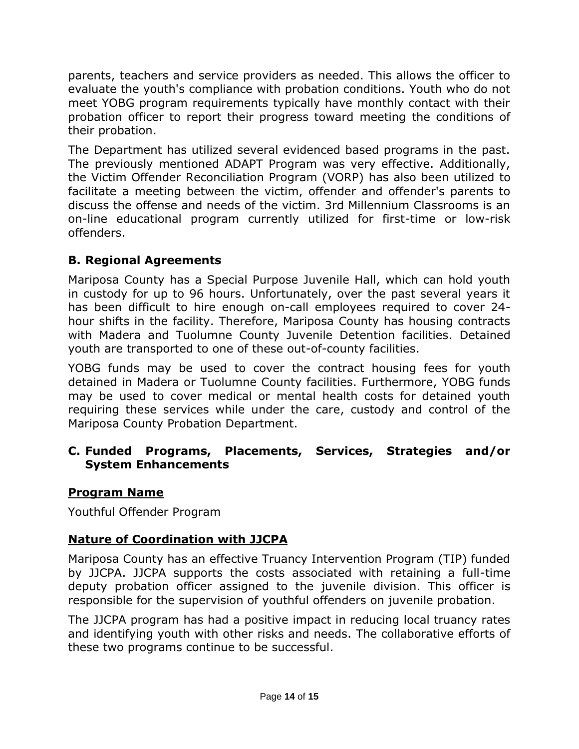parents, teachers and service providers as needed. This allows the officer to evaluate the youth's compliance with probation conditions. Youth who do not meet YOBG program requirements typically have monthly contact with their probation officer to report their progress toward meeting the conditions of their probation.

The Department has utilized several evidenced based programs in the past. The previously mentioned ADAPT Program was very effective. Additionally, the Victim Offender Reconciliation Program (VORP) has also been utilized to facilitate a meeting between the victim, offender and offender's parents to discuss the offense and needs of the victim. 3rd Millennium Classrooms is an on-line educational program currently utilized for first-time or low-risk offenders.

### B. Regional Agreements

Mariposa County has a Special Purpose Juvenile Hall, which can hold youth in custody for up to 96 hours. Unfortunately, over the past several years it has been difficult to hire enough on-call employees required to cover 24-hour shifts in the facility. Therefore, Mariposa County has housing contracts with Madera and Tuolumne County Juvenile Detention facilities. Detained youth are transported to one of these out-of-county facilities.

YOBG funds may be used to cover the contract housing fees for youth detained in Madera or Tuolumne County facilities. Furthermore, YOBG funds may be used to cover medical or mental health costs for detained youth requiring these services while under the care, custody and control of the Mariposa County Probation Department.

### C. Funded Programs, Placements, Services, Strategies and/or System Enhancements

#### Program Name

Youthful Offender Program

#### Nature of Coordination with JJCPA

Mariposa County has an effective Truancy Intervention Program (TIP) funded by JJCPA. JJCPA supports the costs associated with retaining a full-time deputy probation officer assigned to the juvenile division. This officer is responsible for the supervision of youthful offenders on juvenile probation.

The JJCPA program has had a positive impact in reducing local truancy rates and identifying youth with other risks and needs. The collaborative efforts of these two programs continue to be successful.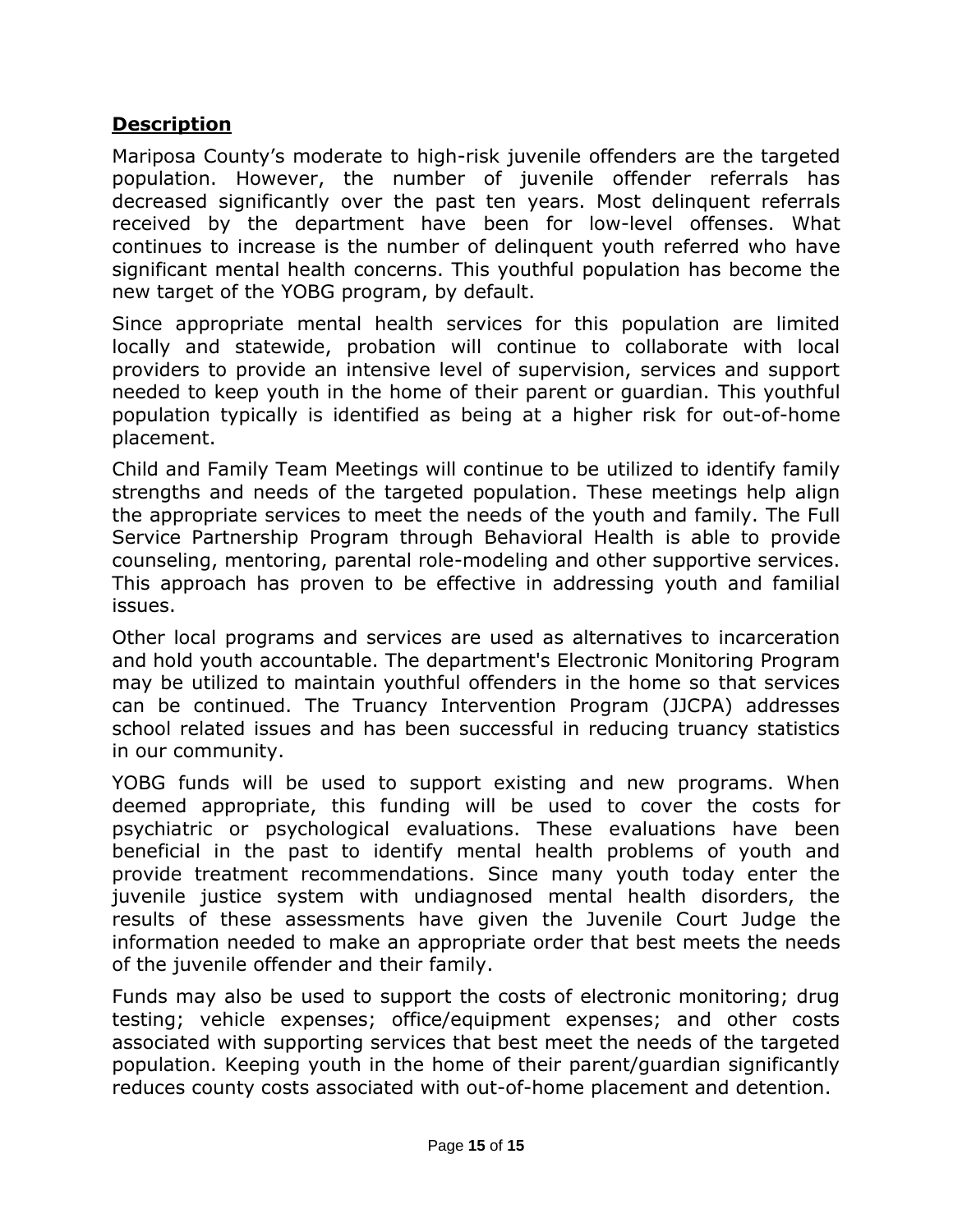**Description**

Mariposa County's moderate to high-risk juvenile offenders are the targeted population. However, the number of juvenile offender referrals has decreased significantly over the past ten years. Most delinquent referrals received by the department have been for low-level offenses. What continues to increase is the number of delinquent youth referred who have significant mental health concerns. This youthful population has become the new target of the YOBG program, by default.

Since appropriate mental health services for this population are limited locally and statewide, probation will continue to collaborate with local providers to provide an intensive level of supervision, services and support needed to keep youth in the home of their parent or guardian. This youthful population typically is identified as being at a higher risk for out-of-home placement.

Child and Family Team Meetings will continue to be utilized to identify family strengths and needs of the targeted population. These meetings help align the appropriate services to meet the needs of the youth and family. The Full Service Partnership Program through Behavioral Health is able to provide counseling, mentoring, parental role-modeling and other supportive services. This approach has proven to be effective in addressing youth and familial issues.

Other local programs and services are used as alternatives to incarceration and hold youth accountable. The department's Electronic Monitoring Program may be utilized to maintain youthful offenders in the home so that services can be continued. The Truancy Intervention Program (JJCPA) addresses school related issues and has been successful in reducing truancy statistics in our community.

YOBG funds will be used to support existing and new programs. When deemed appropriate, this funding will be used to cover the costs for psychiatric or psychological evaluations. These evaluations have been beneficial in the past to identify mental health problems of youth and provide treatment recommendations. Since many youth today enter the juvenile justice system with undiagnosed mental health disorders, the results of these assessments have given the Juvenile Court Judge the information needed to make an appropriate order that best meets the needs of the juvenile offender and their family.

Funds may also be used to support the costs of electronic monitoring; drug testing; vehicle expenses; office/equipment expenses; and other costs associated with supporting services that best meet the needs of the targeted population. Keeping youth in the home of their parent/guardian significantly reduces county costs associated with out-of-home placement and detention.